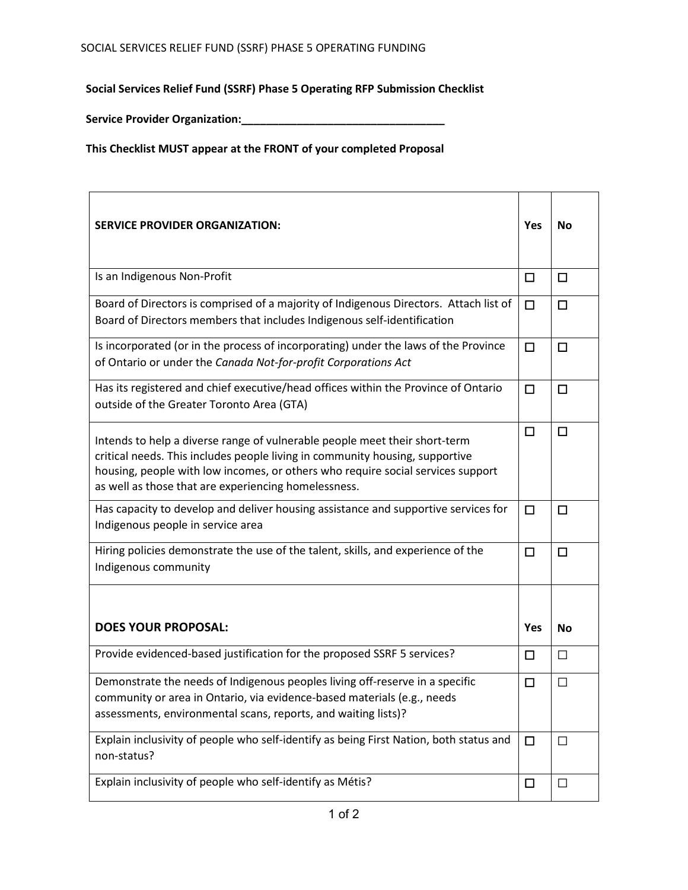**Social Services Relief Fund (SSRF) Phase 5 Operating RFP Submission Checklist**

**Service Provider Organization:**_________________________________

**This Checklist MUST appear at the FRONT of your completed Proposal**

| **SERVICE PROVIDER ORGANIZATION:** | **Yes** | **No** |
|---|---|---|
| Is an Indigenous Non-Profit | ☐ | ☐ |
| Board of Directors is comprised of a majority of Indigenous Directors. Attach list of Board of Directors members that includes Indigenous self-identification | ☐ | ☐ |
| Is incorporated (or in the process of incorporating) under the laws of the Province of Ontario or under the *Canada Not-for-profit Corporations Act* | ☐ | ☐ |
| Has its registered and chief executive/head offices within the Province of Ontario outside of the Greater Toronto Area (GTA) | ☐ | ☐ |
| Intends to help a diverse range of vulnerable people meet their short-term critical needs. This includes people living in community housing, supportive housing, people with low incomes, or others who require social services support as well as those that are experiencing homelessness. | ☐ | ☐ |
| Has capacity to develop and deliver housing assistance and supportive services for Indigenous people in service area | ☐ | ☐ |
| Hiring policies demonstrate the use of the talent, skills, and experience of the Indigenous community | ☐ | ☐ |
| **DOES YOUR PROPOSAL:** | **Yes** | **No** |
| Provide evidenced-based justification for the proposed SSRF 5 services? | ☐ | ☐ |
| Demonstrate the needs of Indigenous peoples living off-reserve in a specific community or area in Ontario, via evidence-based materials (e.g., needs assessments, environmental scans, reports, and waiting lists)? | ☐ | ☐ |
| Explain inclusivity of people who self-identify as being First Nation, both status and non-status? | ☐ | ☐ |
| Explain inclusivity of people who self-identify as Métis? | ☐ | ☐ |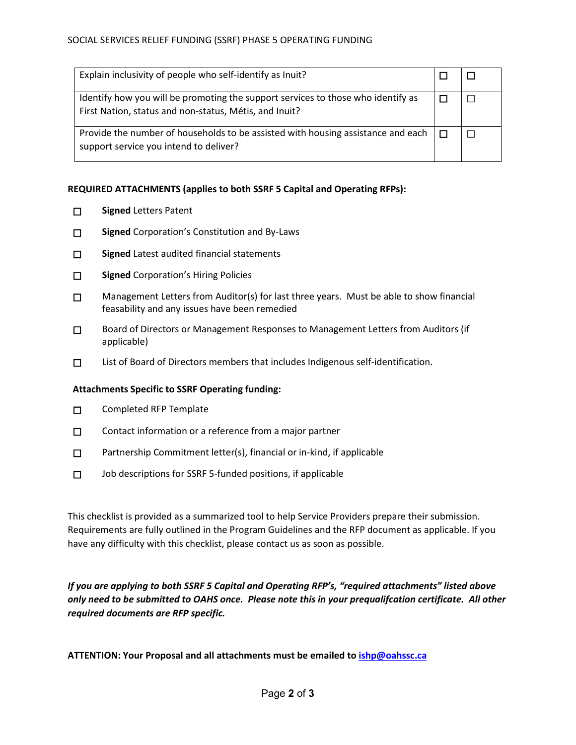| | | |
|---|---|---|
| Explain inclusivity of people who self-identify as Inuit? | ☐ | ☐ |
| Identify how you will be promoting the support services to those who identify as First Nation, status and non-status, Métis, and Inuit? | ☐ | ☐ |
| Provide the number of households to be assisted with housing assistance and each support service you intend to deliver? | ☐ | ☐ |

**REQUIRED ATTACHMENTS (applies to both SSRF 5 Capital and Operating RFPs):**

- ☐ **Signed** Letters Patent
- ☐ **Signed** Corporation's Constitution and By-Laws
- ☐ **Signed** Latest audited financial statements
- ☐ **Signed** Corporation's Hiring Policies
- ☐ Management Letters from Auditor(s) for last three years. Must be able to show financial feasability and any issues have been remedied
- ☐ Board of Directors or Management Responses to Management Letters from Auditors (if applicable)
- ☐ List of Board of Directors members that includes Indigenous self-identification.

**Attachments Specific to SSRF Operating funding:**

- ☐ Completed RFP Template
- ☐ Contact information or a reference from a major partner
- ☐ Partnership Commitment letter(s), financial or in-kind, if applicable
- ☐ Job descriptions for SSRF 5-funded positions, if applicable

This checklist is provided as a summarized tool to help Service Providers prepare their submission. Requirements are fully outlined in the Program Guidelines and the RFP document as applicable. If you have any difficulty with this checklist, please contact us as soon as possible.

***If you are applying to both SSRF 5 Capital and Operating RFP's, "required attachments" listed above only need to be submitted to OAHS once. Please note this in your prequalifcation certificate. All other required documents are RFP specific.***

**ATTENTION: Your Proposal and all attachments must be emailed to ishp@oahssc.ca**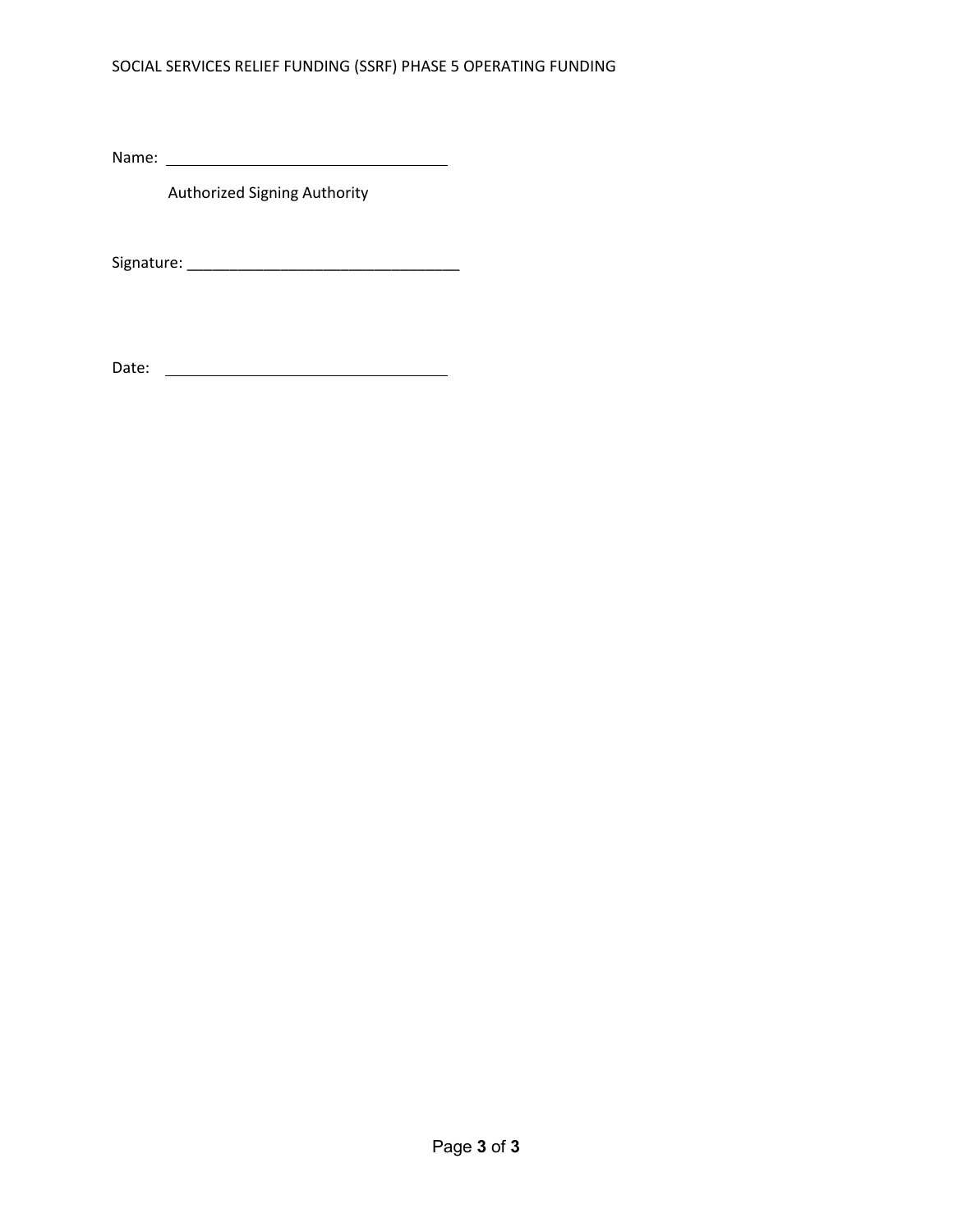Name: ________________________________

Authorized Signing Authority

Signature: ________________________________

Date: ________________________________